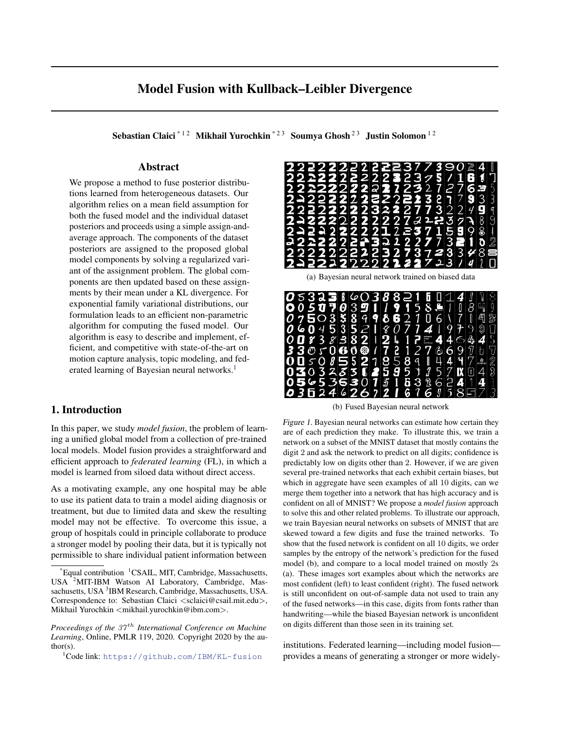# Model Fusion with Kullback–Leibler Divergence

**Sebastian Claici** [*1 2] **Mikhail Yurochkin** [*2 3] **Soumya Ghosh** [2 3] **Justin Solomon** [1 2]

## Abstract

We propose a method to fuse posterior distributions learned from heterogeneous datasets. Our algorithm relies on a mean field assumption for both the fused model and the individual dataset posteriors and proceeds using a simple assign-and-average approach. The components of the dataset posteriors are assigned to the proposed global model components by solving a regularized variant of the assignment problem. The global components are then updated based on these assignments by their mean under a KL divergence. For exponential family variational distributions, our formulation leads to an efficient non-parametric algorithm for computing the fused model. Our algorithm is easy to describe and implement, efficient, and competitive with state-of-the-art on motion capture analysis, topic modeling, and federated learning of Bayesian neural networks.[1]

(a) Bayesian neural network trained on biased data

(b) Fused Bayesian neural network

*Figure 1.* Bayesian neural networks can estimate how certain they are of each prediction they make. To illustrate this, we train a network on a subset of the MNIST dataset that mostly contains the digit 2 and ask the network to predict on all digits; confidence is predictably low on digits other than 2. However, if we are given several pre-trained networks that each exhibit certain biases, but which in aggregate have seen examples of all 10 digits, can we merge them together into a network that has high accuracy and is confident on all of MNIST? We propose a *model fusion* approach to solve this and other related problems. To illustrate our approach, we train Bayesian neural networks on subsets of MNIST that are skewed toward a few digits and fuse the trained networks. To show that the fused network is confident on all 10 digits, we order samples by the entropy of the network's prediction for the fused model (b), and compare to a local model trained on mostly 2s (a). These images sort examples about which the networks are most confident (left) to least confident (right). The fused network is still unconfident on out-of-sample data not used to train any of the fused networks—in this case, digits from fonts rather than handwriting—while the biased Bayesian network is unconfident on digits different than those seen in its training set.

## 1. Introduction

In this paper, we study *model fusion*, the problem of learning a unified global model from a collection of pre-trained local models. Model fusion provides a straightforward and efficient approach to *federated learning* (FL), in which a model is learned from siloed data without direct access.

As a motivating example, any one hospital may be able to use its patient data to train a model aiding diagnosis or treatment, but due to limited data and skew the resulting model may not be effective. To overcome this issue, a group of hospitals could in principle collaborate to produce a stronger model by pooling their data, but it is typically not permissible to share individual patient information between institutions. Federated learning—including model fusion—provides a means of generating a stronger or more widely-

---

[*]Equal contribution [1]CSAIL, MIT, Cambridge, Massachusetts, USA [2]MIT-IBM Watson AI Laboratory, Cambridge, Massachusetts, USA [3]IBM Research, Cambridge, Massachusetts, USA. Correspondence to: Sebastian Claici <sclaici@csail.mit.edu>, Mikhail Yurochkin <mikhail.yurochkin@ibm.com>.

*Proceedings of the 37th International Conference on Machine Learning*, Online, PMLR 119, 2020. Copyright 2020 by the author(s).

[1]Code link: https://github.com/IBM/KL-fusion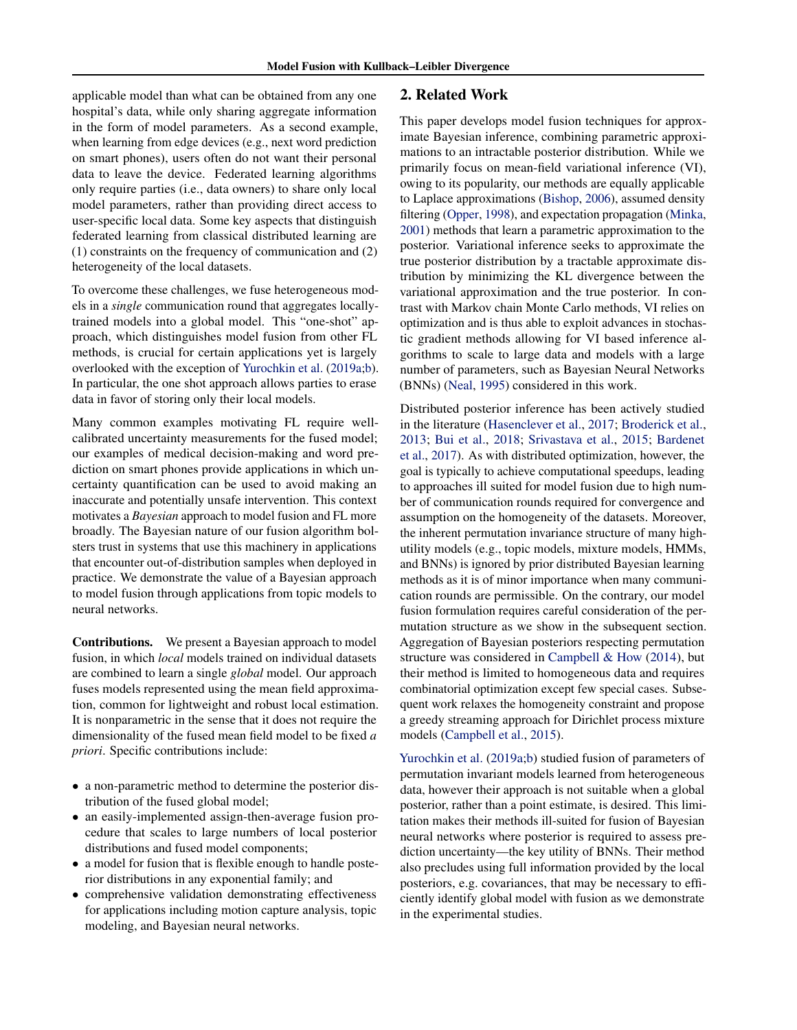applicable model than what can be obtained from any one hospital's data, while only sharing aggregate information in the form of model parameters. As a second example, when learning from edge devices (e.g., next word prediction on smart phones), users often do not want their personal data to leave the device. Federated learning algorithms only require parties (i.e., data owners) to share only local model parameters, rather than providing direct access to user-specific local data. Some key aspects that distinguish federated learning from classical distributed learning are (1) constraints on the frequency of communication and (2) heterogeneity of the local datasets.

To overcome these challenges, we fuse heterogeneous models in a *single* communication round that aggregates locally-trained models into a global model. This "one-shot" approach, which distinguishes model fusion from other FL methods, is crucial for certain applications yet is largely overlooked with the exception of Yurochkin et al. (2019a;b). In particular, the one shot approach allows parties to erase data in favor of storing only their local models.

Many common examples motivating FL require well-calibrated uncertainty measurements for the fused model; our examples of medical decision-making and word prediction on smart phones provide applications in which uncertainty quantification can be used to avoid making an inaccurate and potentially unsafe intervention. This context motivates a *Bayesian* approach to model fusion and FL more broadly. The Bayesian nature of our fusion algorithm bolsters trust in systems that use this machinery in applications that encounter out-of-distribution samples when deployed in practice. We demonstrate the value of a Bayesian approach to model fusion through applications from topic models to neural networks.

**Contributions.** We present a Bayesian approach to model fusion, in which *local* models trained on individual datasets are combined to learn a single *global* model. Our approach fuses models represented using the mean field approximation, common for lightweight and robust local estimation. It is nonparametric in the sense that it does not require the dimensionality of the fused mean field model to be fixed *a priori*. Specific contributions include:

- a non-parametric method to determine the posterior distribution of the fused global model;
- an easily-implemented assign-then-average fusion procedure that scales to large numbers of local posterior distributions and fused model components;
- a model for fusion that is flexible enough to handle posterior distributions in any exponential family; and
- comprehensive validation demonstrating effectiveness for applications including motion capture analysis, topic modeling, and Bayesian neural networks.

## 2. Related Work

This paper develops model fusion techniques for approximate Bayesian inference, combining parametric approximations to an intractable posterior distribution. While we primarily focus on mean-field variational inference (VI), owing to its popularity, our methods are equally applicable to Laplace approximations (Bishop, 2006), assumed density filtering (Opper, 1998), and expectation propagation (Minka, 2001) methods that learn a parametric approximation to the posterior. Variational inference seeks to approximate the true posterior distribution by a tractable approximate distribution by minimizing the KL divergence between the variational approximation and the true posterior. In contrast with Markov chain Monte Carlo methods, VI relies on optimization and is thus able to exploit advances in stochastic gradient methods allowing for VI based inference algorithms to scale to large data and models with a large number of parameters, such as Bayesian Neural Networks (BNNs) (Neal, 1995) considered in this work.

Distributed posterior inference has been actively studied in the literature (Hasenclever et al., 2017; Broderick et al., 2013; Bui et al., 2018; Srivastava et al., 2015; Bardenet et al., 2017). As with distributed optimization, however, the goal is typically to achieve computational speedups, leading to approaches ill suited for model fusion due to high number of communication rounds required for convergence and assumption on the homogeneity of the datasets. Moreover, the inherent permutation invariance structure of many high-utility models (e.g., topic models, mixture models, HMMs, and BNNs) is ignored by prior distributed Bayesian learning methods as it is of minor importance when many communication rounds are permissible. On the contrary, our model fusion formulation requires careful consideration of the permutation structure as we show in the subsequent section. Aggregation of Bayesian posteriors respecting permutation structure was considered in Campbell & How (2014), but their method is limited to homogeneous data and requires combinatorial optimization except few special cases. Subsequent work relaxes the homogeneity constraint and propose a greedy streaming approach for Dirichlet process mixture models (Campbell et al., 2015).

Yurochkin et al. (2019a;b) studied fusion of parameters of permutation invariant models learned from heterogeneous data, however their approach is not suitable when a global posterior, rather than a point estimate, is desired. This limitation makes their methods ill-suited for fusion of Bayesian neural networks where posterior is required to assess prediction uncertainty—the key utility of BNNs. Their method also precludes using full information provided by the local posteriors, e.g. covariances, that may be necessary to efficiently identify global model with fusion as we demonstrate in the experimental studies.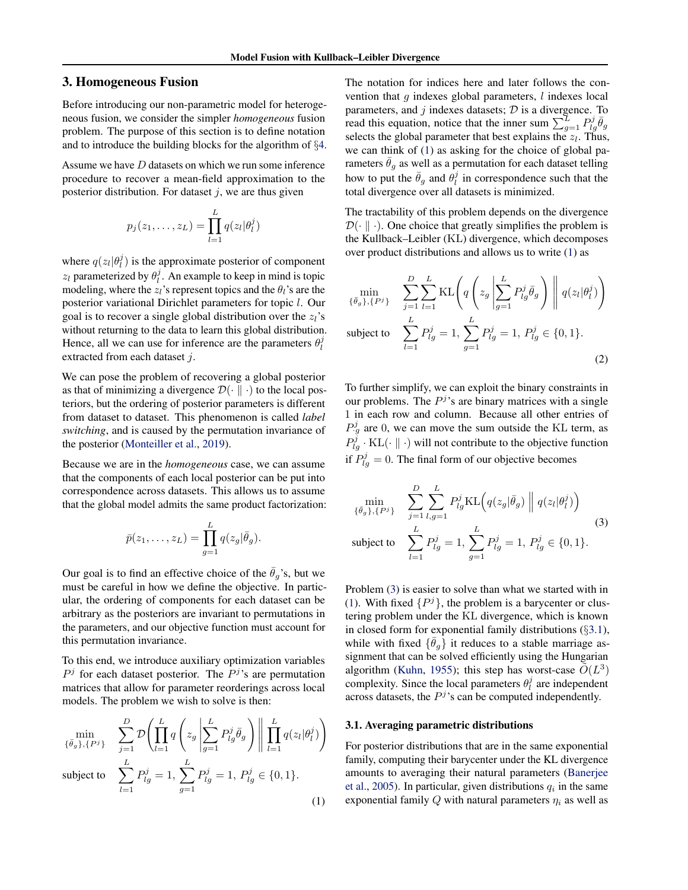## 3. Homogeneous Fusion

Before introducing our non-parametric model for heterogeneous fusion, we consider the simpler *homogeneous* fusion problem. The purpose of this section is to define notation and to introduce the building blocks for the algorithm of §4.

Assume we have $D$ datasets on which we run some inference procedure to recover a mean-field approximation to the posterior distribution. For dataset $j$, we are thus given

$$p_j(z_1, \ldots, z_L) = \prod_{l=1}^{L} q(z_l|\theta_l^j)$$

where $q(z_l|\theta_l^j)$ is the approximate posterior of component $z_l$ parameterized by $\theta_l^j$. An example to keep in mind is topic modeling, where the $z_l$'s represent topics and the $\theta_l$'s are the posterior variational Dirichlet parameters for topic $l$. Our goal is to recover a single global distribution over the $z_l$'s without returning to the data to learn this global distribution. Hence, all we can use for inference are the parameters $\theta_l^j$ extracted from each dataset $j$.

We can pose the problem of recovering a global posterior as that of minimizing a divergence $\mathcal{D}(\cdot \,\|\, \cdot)$ to the local posteriors, but the ordering of posterior parameters is different from dataset to dataset. This phenomenon is called *label switching*, and is caused by the permutation invariance of the posterior (Monteiller et al., 2019).

Because we are in the *homogeneous* case, we can assume that the components of each local posterior can be put into correspondence across datasets. This allows us to assume that the global model admits the same product factorization:

$$\bar{p}(z_1, \ldots, z_L) = \prod_{g=1}^{L} q(z_g|\bar{\theta}_g).$$

Our goal is to find an effective choice of the $\bar{\theta}_g$'s, but we must be careful in how we define the objective. In particular, the ordering of components for each dataset can be arbitrary as the posteriors are invariant to permutations in the parameters, and our objective function must account for this permutation invariance.

To this end, we introduce auxiliary optimization variables $P^j$ for each dataset posterior. The $P^j$'s are permutation matrices that allow for parameter reorderings across local models. The problem we wish to solve is then:

$$\begin{aligned}
\min_{\{\bar{\theta}_g\},\{P^j\}} \quad & \sum_{j=1}^{D} \mathcal{D}\left( \prod_{l=1}^{L} q\left( z_g \,\middle|\, \sum_{g=1}^{L} P_{lg}^j \bar{\theta}_g \right) \middle\| \prod_{l=1}^{L} q(z_l|\theta_l^j) \right) \\
\text{subject to} \quad & \sum_{l=1}^{L} P_{lg}^j = 1, \ \sum_{g=1}^{L} P_{lg}^j = 1, \ P_{lg}^j \in \{0,1\}.
\end{aligned} \tag{1}$$

The notation for indices here and later follows the convention that $g$ indexes global parameters, $l$ indexes local parameters, and $j$ indexes datasets; $\mathcal{D}$ is a divergence. To read this equation, notice that the inner sum $\sum_{g=1}^{L} P_{lg}^j \bar{\theta}_g$ selects the global parameter that best explains the $z_l$. Thus, we can think of (1) as asking for the choice of global parameters $\bar{\theta}_g$ as well as a permutation for each dataset telling how to put the $\bar{\theta}_g$ and $\theta_l^j$ in correspondence such that the total divergence over all datasets is minimized.

The tractability of this problem depends on the divergence $\mathcal{D}(\cdot \,\|\, \cdot)$. One choice that greatly simplifies the problem is the Kullback–Leibler (KL) divergence, which decomposes over product distributions and allows us to write (1) as

$$\begin{aligned}
\min_{\{\bar{\theta}_g\},\{P^j\}} \quad & \sum_{j=1}^{D} \sum_{l=1}^{L} \mathrm{KL}\left( q\left( z_g \,\middle|\, \sum_{g=1}^{L} P_{lg}^j \bar{\theta}_g \right) \middle\| \, q(z_l|\theta_l^j) \right) \\
\text{subject to} \quad & \sum_{l=1}^{L} P_{lg}^j = 1, \ \sum_{g=1}^{L} P_{lg}^j = 1, \ P_{lg}^j \in \{0,1\}.
\end{aligned} \tag{2}$$

To further simplify, we can exploit the binary constraints in our problems. The $P^j$'s are binary matrices with a single 1 in each row and column. Because all other entries of $P_{\cdot g}^j$ are 0, we can move the sum outside the KL term, as $P_{lg}^j \cdot \mathrm{KL}(\cdot \,\|\, \cdot)$ will not contribute to the objective function if $P_{lg}^j = 0$. The final form of our objective becomes

$$\begin{aligned}
\min_{\{\bar{\theta}_g\},\{P^j\}} \quad & \sum_{j=1}^{D} \sum_{l,g=1}^{L} P_{lg}^j \mathrm{KL}\Big( q(z_g|\bar{\theta}_g) \,\Big\|\, q(z_l|\theta_l^j) \Big) \\
\text{subject to} \quad & \sum_{l=1}^{L} P_{lg}^j = 1, \ \sum_{g=1}^{L} P_{lg}^j = 1, \ P_{lg}^j \in \{0,1\}.
\end{aligned} \tag{3}$$

Problem (3) is easier to solve than what we started with in (1). With fixed $\{P^j\}$, the problem is a barycenter or clustering problem under the KL divergence, which is known in closed form for exponential family distributions (§3.1), while with fixed $\{\bar{\theta}_g\}$ it reduces to a stable marriage assignment that can be solved efficiently using the Hungarian algorithm (Kuhn, 1955); this step has worst-case $\tilde{O}(L^3)$ complexity. Since the local parameters $\theta_l^j$ are independent across datasets, the $P^j$'s can be computed independently.

### 3.1. Averaging parametric distributions

For posterior distributions that are in the same exponential family, computing their barycenter under the KL divergence amounts to averaging their natural parameters (Banerjee et al., 2005). In particular, given distributions $q_i$ in the same exponential family $Q$ with natural parameters $\eta_i$ as well as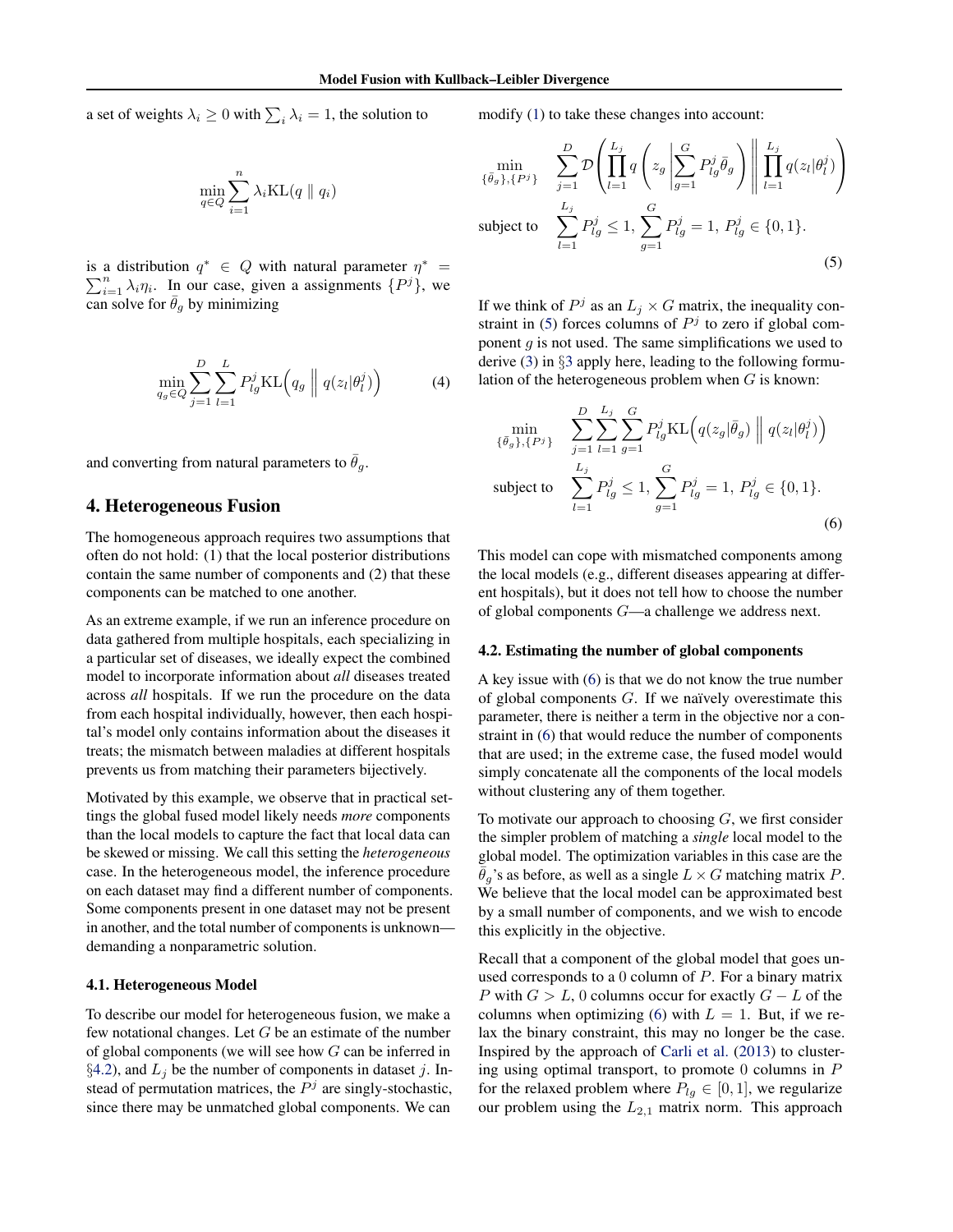a set of weights $\lambda_i \geq 0$ with $\sum_i \lambda_i = 1$, the solution to

$$\min_{q \in Q} \sum_{i=1}^{n} \lambda_i \mathrm{KL}(q \parallel q_i)$$

is a distribution $q^* \in Q$ with natural parameter $\eta^* = \sum_{i=1}^{n} \lambda_i \eta_i$. In our case, given a assignments $\{P^j\}$, we can solve for $\bar{\theta}_g$ by minimizing

$$\min_{q_g \in Q} \sum_{j=1}^{D} \sum_{l=1}^{L} P_{lg}^j \mathrm{KL}\Big(q_g \,\Big\|\, q(z_l|\theta_l^j)\Big) \tag{4}$$

and converting from natural parameters to $\bar{\theta}_g$.

## 4. Heterogeneous Fusion

The homogeneous approach requires two assumptions that often do not hold: (1) that the local posterior distributions contain the same number of components and (2) that these components can be matched to one another.

As an extreme example, if we run an inference procedure on data gathered from multiple hospitals, each specializing in a particular set of diseases, we ideally expect the combined model to incorporate information about *all* diseases treated across *all* hospitals. If we run the procedure on the data from each hospital individually, however, then each hospital's model only contains information about the diseases it treats; the mismatch between maladies at different hospitals prevents us from matching their parameters bijectively.

Motivated by this example, we observe that in practical settings the global fused model likely needs *more* components than the local models to capture the fact that local data can be skewed or missing. We call this setting the *heterogeneous* case. In the heterogeneous model, the inference procedure on each dataset may find a different number of components. Some components present in one dataset may not be present in another, and the total number of components is unknown—demanding a nonparametric solution.

### 4.1. Heterogeneous Model

To describe our model for heterogeneous fusion, we make a few notational changes. Let $G$ be an estimate of the number of global components (we will see how $G$ can be inferred in §4.2), and $L_j$ be the number of components in dataset $j$. Instead of permutation matrices, the $P^j$ are singly-stochastic, since there may be unmatched global components. We can modify (1) to take these changes into account:

$$\begin{aligned}
\min_{\{\bar{\theta}_g\},\{P^j\}} \quad & \sum_{j=1}^{D} \mathcal{D}\left( \prod_{l=1}^{L_j} q\left(z_g \,\middle|\, \sum_{g=1}^{G} P_{lg}^j \bar{\theta}_g \right) \,\middle\|\, \prod_{l=1}^{L_j} q(z_l|\theta_l^j) \right) \\
\text{subject to} \quad & \sum_{l=1}^{L_j} P_{lg}^j \leq 1,\ \sum_{g=1}^{G} P_{lg}^j = 1,\ P_{lg}^j \in \{0,1\}.
\end{aligned} \tag{5}$$

If we think of $P^j$ as an $L_j \times G$ matrix, the inequality constraint in (5) forces columns of $P^j$ to zero if global component $g$ is not used. The same simplifications we used to derive (3) in §3 apply here, leading to the following formulation of the heterogeneous problem when $G$ is known:

$$\begin{aligned}
\min_{\{\bar{\theta}_g\},\{P^j\}} \quad & \sum_{j=1}^{D} \sum_{l=1}^{L_j} \sum_{g=1}^{G} P_{lg}^j \mathrm{KL}\Big(q(z_g|\bar{\theta}_g) \,\Big\|\, q(z_l|\theta_l^j)\Big) \\
\text{subject to} \quad & \sum_{l=1}^{L_j} P_{lg}^j \leq 1,\ \sum_{g=1}^{G} P_{lg}^j = 1,\ P_{lg}^j \in \{0,1\}.
\end{aligned} \tag{6}$$

This model can cope with mismatched components among the local models (e.g., different diseases appearing at different hospitals), but it does not tell how to choose the number of global components $G$—a challenge we address next.

### 4.2. Estimating the number of global components

A key issue with (6) is that we do not know the true number of global components $G$. If we naïvely overestimate this parameter, there is neither a term in the objective nor a constraint in (6) that would reduce the number of components that are used; in the extreme case, the fused model would simply concatenate all the components of the local models without clustering any of them together.

To motivate our approach to choosing $G$, we first consider the simpler problem of matching a *single* local model to the global model. The optimization variables in this case are the $\bar{\theta}_g$'s as before, as well as a single $L \times G$ matching matrix $P$. We believe that the local model can be approximated best by a small number of components, and we wish to encode this explicitly in the objective.

Recall that a component of the global model that goes unused corresponds to a 0 column of $P$. For a binary matrix $P$ with $G > L$, 0 columns occur for exactly $G - L$ of the columns when optimizing (6) with $L = 1$. But, if we relax the binary constraint, this may no longer be the case. Inspired by the approach of Carli et al. (2013) to clustering using optimal transport, to promote 0 columns in $P$ for the relaxed problem where $P_{lg} \in [0, 1]$, we regularize our problem using the $L_{2,1}$ matrix norm. This approach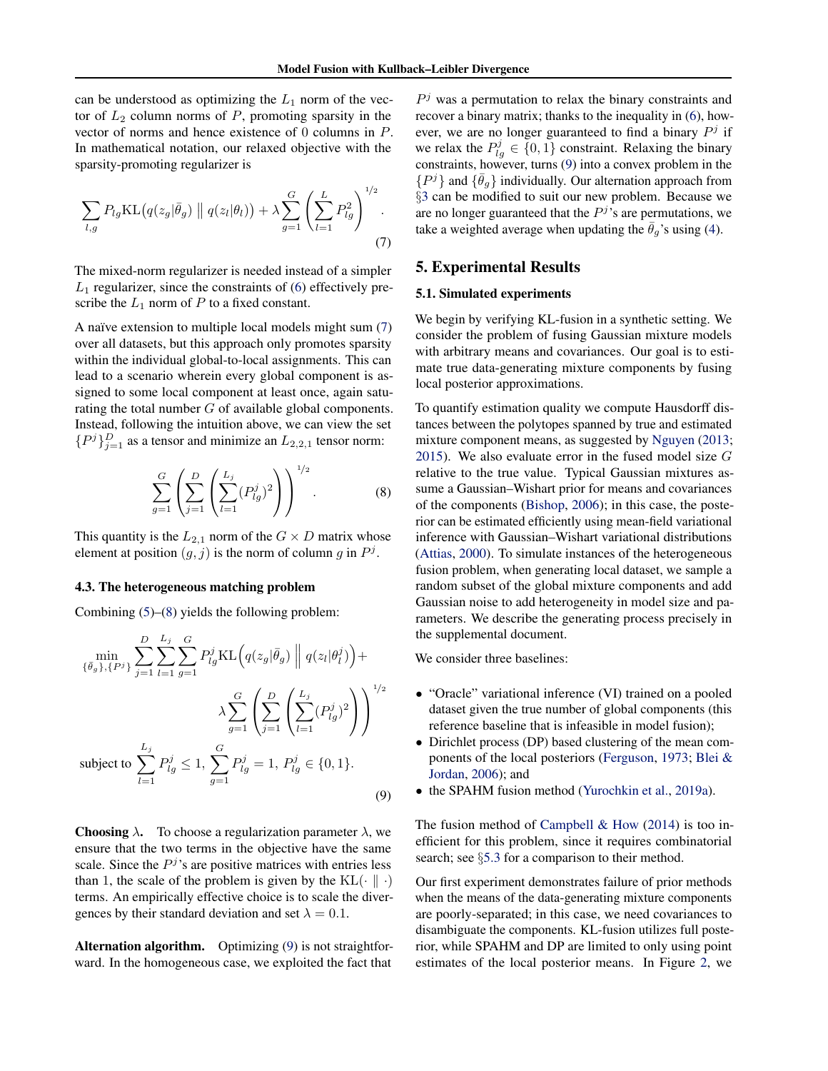can be understood as optimizing the $L_1$ norm of the vector of $L_2$ column norms of $P$, promoting sparsity in the vector of norms and hence existence of 0 columns in $P$. In mathematical notation, our relaxed objective with the sparsity-promoting regularizer is

$$\sum_{l,g} P_{lg} \mathrm{KL}\big(q(z_g|\bar{\theta}_g) \parallel q(z_l|\theta_l)\big) + \lambda \sum_{g=1}^{G} \left( \sum_{l=1}^{L} P_{lg}^2 \right)^{1/2}. \tag{7}$$

The mixed-norm regularizer is needed instead of a simpler $L_1$ regularizer, since the constraints of (6) effectively prescribe the $L_1$ norm of $P$ to a fixed constant.

A naïve extension to multiple local models might sum (7) over all datasets, but this approach only promotes sparsity within the individual global-to-local assignments. This can lead to a scenario wherein every global component is assigned to some local component at least once, again saturating the total number $G$ of available global components. Instead, following the intuition above, we can view the set $\{P^j\}_{j=1}^D$ as a tensor and minimize an $L_{2,2,1}$ tensor norm:

$$\sum_{g=1}^{G} \left( \sum_{j=1}^{D} \left( \sum_{l=1}^{L_j} (P_{lg}^j)^2 \right) \right)^{1/2}. \tag{8}$$

This quantity is the $L_{2,1}$ norm of the $G \times D$ matrix whose element at position $(g, j)$ is the norm of column $g$ in $P^j$.

### 4.3. The heterogeneous matching problem

Combining (5)–(8) yields the following problem:

$$\begin{aligned} \min_{\{\bar{\theta}_g\},\{P^j\}} & \sum_{j=1}^{D} \sum_{l=1}^{L_j} \sum_{g=1}^{G} P_{lg}^j \mathrm{KL}\Big(q(z_g|\bar{\theta}_g) \, \Big\| \, q(z_l|\theta_l^j)\Big) + \\ & \lambda \sum_{g=1}^{G} \left( \sum_{j=1}^{D} \left( \sum_{l=1}^{L_j} (P_{lg}^j)^2 \right) \right)^{1/2} \\ \text{subject to } & \sum_{l=1}^{L_j} P_{lg}^j \leq 1, \; \sum_{g=1}^{G} P_{lg}^j = 1, \; P_{lg}^j \in \{0,1\}. \end{aligned} \tag{9}$$

**Choosing $\lambda$.** To choose a regularization parameter $\lambda$, we ensure that the two terms in the objective have the same scale. Since the $P^j$'s are positive matrices with entries less than 1, the scale of the problem is given by the $\mathrm{KL}(\cdot \parallel \cdot)$ terms. An empirically effective choice is to scale the divergences by their standard deviation and set $\lambda = 0.1$.

**Alternation algorithm.** Optimizing (9) is not straightforward. In the homogeneous case, we exploited the fact that $P^j$ was a permutation to relax the binary constraints and recover a binary matrix; thanks to the inequality in (6), however, we are no longer guaranteed to find a binary $P^j$ if we relax the $P_{lg}^j \in \{0, 1\}$ constraint. Relaxing the binary constraints, however, turns (9) into a convex problem in the $\{P^j\}$ and $\{\bar{\theta}_g\}$ individually. Our alternation approach from §3 can be modified to suit our new problem. Because we are no longer guaranteed that the $P^j$'s are permutations, we take a weighted average when updating the $\bar{\theta}_g$'s using (4).

## 5. Experimental Results

### 5.1. Simulated experiments

We begin by verifying KL-fusion in a synthetic setting. We consider the problem of fusing Gaussian mixture models with arbitrary means and covariances. Our goal is to estimate true data-generating mixture components by fusing local posterior approximations.

To quantify estimation quality we compute Hausdorff distances between the polytopes spanned by true and estimated mixture component means, as suggested by Nguyen (2013; 2015). We also evaluate error in the fused model size $G$ relative to the true value. Typical Gaussian mixtures assume a Gaussian–Wishart prior for means and covariances of the components (Bishop, 2006); in this case, the posterior can be estimated efficiently using mean-field variational inference with Gaussian–Wishart variational distributions (Attias, 2000). To simulate instances of the heterogeneous fusion problem, when generating local dataset, we sample a random subset of the global mixture components and add Gaussian noise to add heterogeneity in model size and parameters. We describe the generating process precisely in the supplemental document.

We consider three baselines:

- "Oracle" variational inference (VI) trained on a pooled dataset given the true number of global components (this reference baseline that is infeasible in model fusion);
- Dirichlet process (DP) based clustering of the mean components of the local posteriors (Ferguson, 1973; Blei & Jordan, 2006); and
- the SPAHM fusion method (Yurochkin et al., 2019a).

The fusion method of Campbell & How (2014) is too inefficient for this problem, since it requires combinatorial search; see §5.3 for a comparison to their method.

Our first experiment demonstrates failure of prior methods when the means of the data-generating mixture components are poorly-separated; in this case, we need covariances to disambiguate the components. KL-fusion utilizes full posterior, while SPAHM and DP are limited to only using point estimates of the local posterior means. In Figure 2, we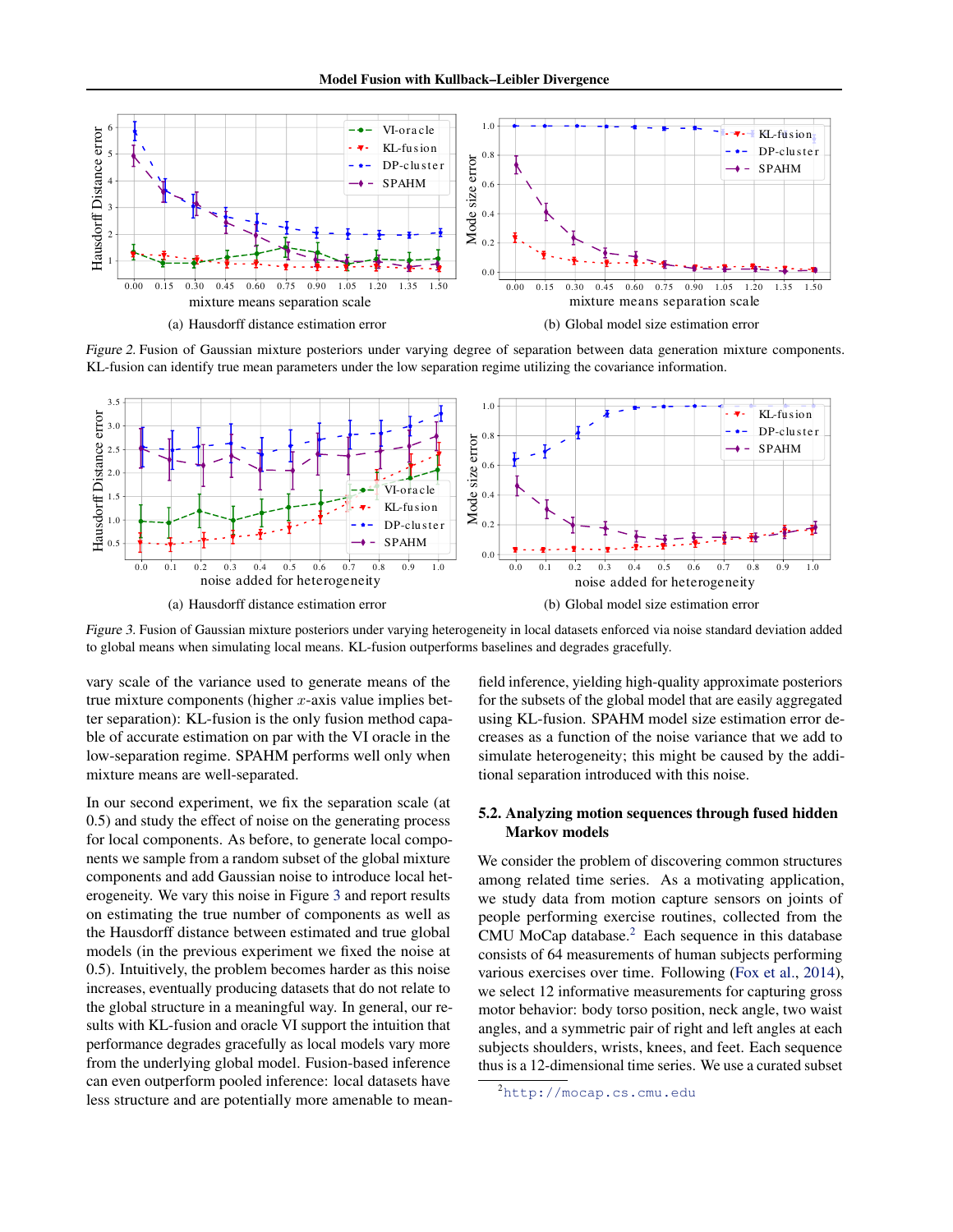(a) Hausdorff distance estimation error

(b) Global model size estimation error

*Figure 2.* Fusion of Gaussian mixture posteriors under varying degree of separation between data generation mixture components. KL-fusion can identify true mean parameters under the low separation regime utilizing the covariance information.

(a) Hausdorff distance estimation error

(b) Global model size estimation error

*Figure 3.* Fusion of Gaussian mixture posteriors under varying heterogeneity in local datasets enforced via noise standard deviation added to global means when simulating local means. KL-fusion outperforms baselines and degrades gracefully.

vary scale of the variance used to generate means of the true mixture components (higher $x$-axis value implies better separation): KL-fusion is the only fusion method capable of accurate estimation on par with the VI oracle in the low-separation regime. SPAHM performs well only when mixture means are well-separated.

In our second experiment, we fix the separation scale (at 0.5) and study the effect of noise on the generating process for local components. As before, to generate local components we sample from a random subset of the global mixture components and add Gaussian noise to introduce local heterogeneity. We vary this noise in Figure 3 and report results on estimating the true number of components as well as the Hausdorff distance between estimated and true global models (in the previous experiment we fixed the noise at 0.5). Intuitively, the problem becomes harder as this noise increases, eventually producing datasets that do not relate to the global structure in a meaningful way. In general, our results with KL-fusion and oracle VI support the intuition that performance degrades gracefully as local models vary more from the underlying global model. Fusion-based inference can even outperform pooled inference: local datasets have less structure and are potentially more amenable to mean-field inference, yielding high-quality approximate posteriors for the subsets of the global model that are easily aggregated using KL-fusion. SPAHM model size estimation error decreases as a function of the noise variance that we add to simulate heterogeneity; this might be caused by the additional separation introduced with this noise.

## 5.2. Analyzing motion sequences through fused hidden Markov models

We consider the problem of discovering common structures among related time series. As a motivating application, we study data from motion capture sensors on joints of people performing exercise routines, collected from the CMU MoCap database.[2] Each sequence in this database consists of 64 measurements of human subjects performing various exercises over time. Following (Fox et al., 2014), we select 12 informative measurements for capturing gross motor behavior: body torso position, neck angle, two waist angles, and a symmetric pair of right and left angles at each subjects shoulders, wrists, knees, and feet. Each sequence thus is a 12-dimensional time series. We use a curated subset

[2] http://mocap.cs.cmu.edu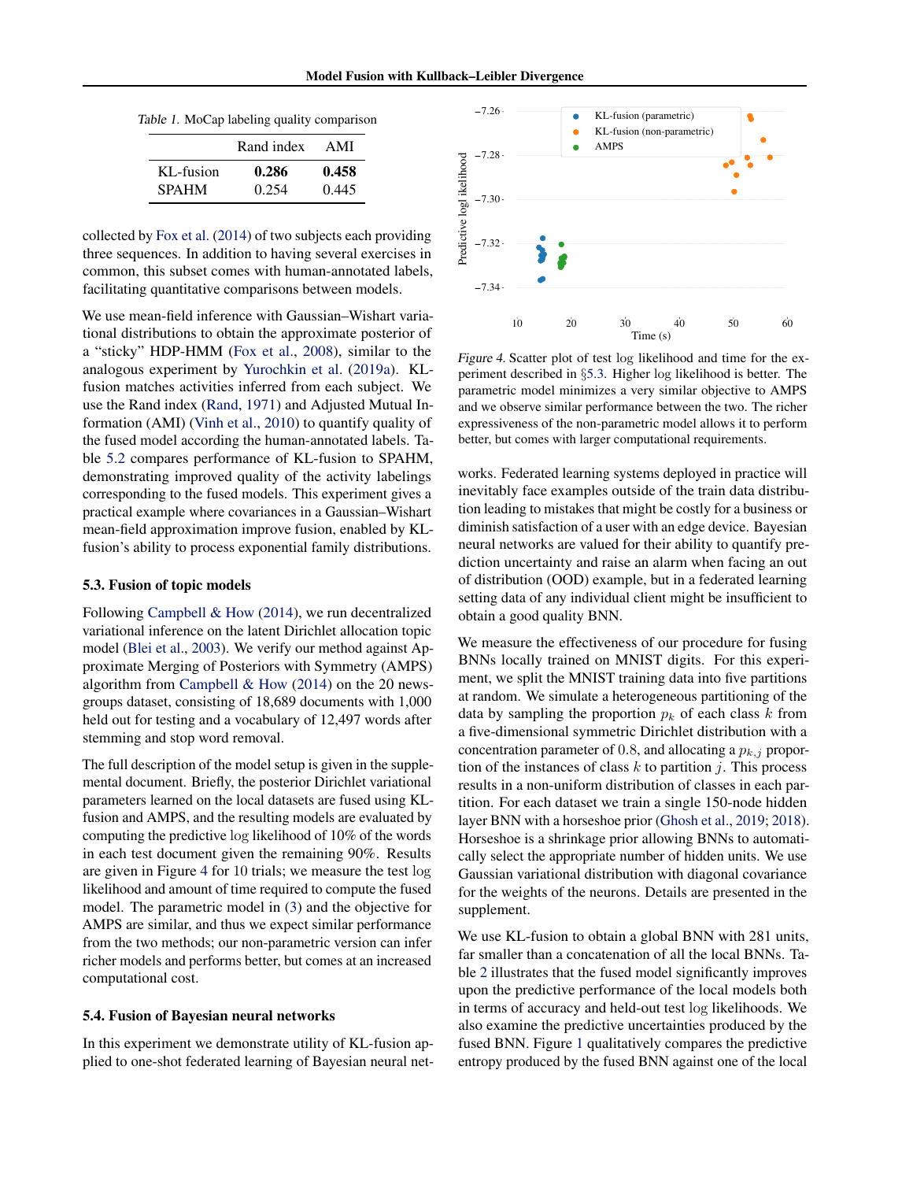*Table 1.* MoCap labeling quality comparison

| | Rand index | AMI |
|---|---|---|
| KL-fusion | **0.286** | **0.458** |
| SPAHM | 0.254 | 0.445 |

collected by Fox et al. (2014) of two subjects each providing three sequences. In addition to having several exercises in common, this subset comes with human-annotated labels, facilitating quantitative comparisons between models.

We use mean-field inference with Gaussian–Wishart variational distributions to obtain the approximate posterior of a "sticky" HDP-HMM (Fox et al., 2008), similar to the analogous experiment by Yurochkin et al. (2019a). KL-fusion matches activities inferred from each subject. We use the Rand index (Rand, 1971) and Adjusted Mutual Information (AMI) (Vinh et al., 2010) to quantify quality of the fused model according the human-annotated labels. Table 5.2 compares performance of KL-fusion to SPAHM, demonstrating improved quality of the activity labelings corresponding to the fused models. This experiment gives a practical example where covariances in a Gaussian–Wishart mean-field approximation improve fusion, enabled by KL-fusion's ability to process exponential family distributions.

### 5.3. Fusion of topic models

Following Campbell & How (2014), we run decentralized variational inference on the latent Dirichlet allocation topic model (Blei et al., 2003). We verify our method against Approximate Merging of Posteriors with Symmetry (AMPS) algorithm from Campbell & How (2014) on the 20 newsgroups dataset, consisting of 18,689 documents with 1,000 held out for testing and a vocabulary of 12,497 words after stemming and stop word removal.

The full description of the model setup is given in the supplemental document. Briefly, the posterior Dirichlet variational parameters learned on the local datasets are fused using KL-fusion and AMPS, and the resulting models are evaluated by computing the predictive log likelihood of 10% of the words in each test document given the remaining 90%. Results are given in Figure 4 for 10 trials; we measure the test log likelihood and amount of time required to compute the fused model. The parametric model in (3) and the objective for AMPS are similar, and thus we expect similar performance from the two methods; our non-parametric version can infer richer models and performs better, but comes at an increased computational cost.

*Figure 4.* Scatter plot of test log likelihood and time for the experiment described in §5.3. Higher log likelihood is better. The parametric model minimizes a very similar objective to AMPS and we observe similar performance between the two. The richer expressiveness of the non-parametric model allows it to perform better, but comes with larger computational requirements.

### 5.4. Fusion of Bayesian neural networks

In this experiment we demonstrate utility of KL-fusion applied to one-shot federated learning of Bayesian neural networks. Federated learning systems deployed in practice will inevitably face examples outside of the train data distribution leading to mistakes that might be costly for a business or diminish satisfaction of a user with an edge device. Bayesian neural networks are valued for their ability to quantify prediction uncertainty and raise an alarm when facing an out of distribution (OOD) example, but in a federated learning setting data of any individual client might be insufficient to obtain a good quality BNN.

We measure the effectiveness of our procedure for fusing BNNs locally trained on MNIST digits. For this experiment, we split the MNIST training data into five partitions at random. We simulate a heterogeneous partitioning of the data by sampling the proportion $p_k$ of each class $k$ from a five-dimensional symmetric Dirichlet distribution with a concentration parameter of 0.8, and allocating a $p_{k,j}$ proportion of the instances of class $k$ to partition $j$. This process results in a non-uniform distribution of classes in each partition. For each dataset we train a single 150-node hidden layer BNN with a horseshoe prior (Ghosh et al., 2019; 2018). Horseshoe is a shrinkage prior allowing BNNs to automatically select the appropriate number of hidden units. We use Gaussian variational distribution with diagonal covariance for the weights of the neurons. Details are presented in the supplement.

We use KL-fusion to obtain a global BNN with 281 units, far smaller than a concatenation of all the local BNNs. Table 2 illustrates that the fused model significantly improves upon the predictive performance of the local models both in terms of accuracy and held-out test log likelihoods. We also examine the predictive uncertainties produced by the fused BNN. Figure 1 qualitatively compares the predictive entropy produced by the fused BNN against one of the local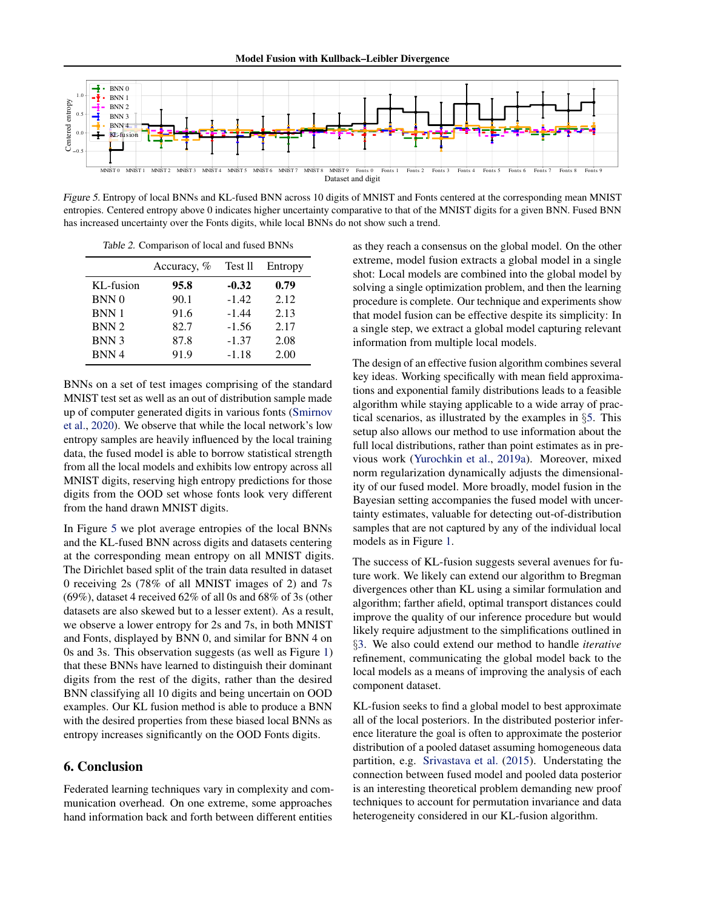*Figure 5.* Entropy of local BNNs and KL-fused BNN across 10 digits of MNIST and Fonts centered at the corresponding mean MNIST entropies. Centered entropy above 0 indicates higher uncertainty comparative to that of the MNIST digits for a given BNN. Fused BNN has increased uncertainty over the Fonts digits, while local BNNs do not show such a trend.

*Table 2.* Comparison of local and fused BNNs

| | Accuracy, % | Test ll | Entropy |
|---|---|---|---|
| KL-fusion | **95.8** | **-0.32** | **0.79** |
| BNN 0 | 90.1 | -1.42 | 2.12 |
| BNN 1 | 91.6 | -1.44 | 2.13 |
| BNN 2 | 82.7 | -1.56 | 2.17 |
| BNN 3 | 87.8 | -1.37 | 2.08 |
| BNN 4 | 91.9 | -1.18 | 2.00 |

BNNs on a set of test images comprising of the standard MNIST test set as well as an out of distribution sample made up of computer generated digits in various fonts (Smirnov et al., 2020). We observe that while the local network's low entropy samples are heavily influenced by the local training data, the fused model is able to borrow statistical strength from all the local models and exhibits low entropy across all MNIST digits, reserving high entropy predictions for those digits from the OOD set whose fonts look very different from the hand drawn MNIST digits.

In Figure 5 we plot average entropies of the local BNNs and the KL-fused BNN across digits and datasets centering at the corresponding mean entropy on all MNIST digits. The Dirichlet based split of the train data resulted in dataset 0 receiving 2s (78% of all MNIST images of 2) and 7s (69%), dataset 4 received 62% of all 0s and 68% of 3s (other datasets are also skewed but to a lesser extent). As a result, we observe a lower entropy for 2s and 7s, in both MNIST and Fonts, displayed by BNN 0, and similar for BNN 4 on 0s and 3s. This observation suggests (as well as Figure 1) that these BNNs have learned to distinguish their dominant digits from the rest of the digits, rather than the desired BNN classifying all 10 digits and being uncertain on OOD examples. Our KL fusion method is able to produce a BNN with the desired properties from these biased local BNNs as entropy increases significantly on the OOD Fonts digits.

## 6. Conclusion

Federated learning techniques vary in complexity and communication overhead. On one extreme, some approaches hand information back and forth between different entities as they reach a consensus on the global model. On the other extreme, model fusion extracts a global model in a single shot: Local models are combined into the global model by solving a single optimization problem, and then the learning procedure is complete. Our technique and experiments show that model fusion can be effective despite its simplicity: In a single step, we extract a global model capturing relevant information from multiple local models.

The design of an effective fusion algorithm combines several key ideas. Working specifically with mean field approximations and exponential family distributions leads to a feasible algorithm while staying applicable to a wide array of practical scenarios, as illustrated by the examples in §5. This setup also allows our method to use information about the full local distributions, rather than point estimates as in previous work (Yurochkin et al., 2019a). Moreover, mixed norm regularization dynamically adjusts the dimensionality of our fused model. More broadly, model fusion in the Bayesian setting accompanies the fused model with uncertainty estimates, valuable for detecting out-of-distribution samples that are not captured by any of the individual local models as in Figure 1.

The success of KL-fusion suggests several avenues for future work. We likely can extend our algorithm to Bregman divergences other than KL using a similar formulation and algorithm; farther afield, optimal transport distances could improve the quality of our inference procedure but would likely require adjustment to the simplifications outlined in §3. We also could extend our method to handle *iterative* refinement, communicating the global model back to the local models as a means of improving the analysis of each component dataset.

KL-fusion seeks to find a global model to best approximate all of the local posteriors. In the distributed posterior inference literature the goal is often to approximate the posterior distribution of a pooled dataset assuming homogeneous data partition, e.g. Srivastava et al. (2015). Understating the connection between fused model and pooled data posterior is an interesting theoretical problem demanding new proof techniques to account for permutation invariance and data heterogeneity considered in our KL-fusion algorithm.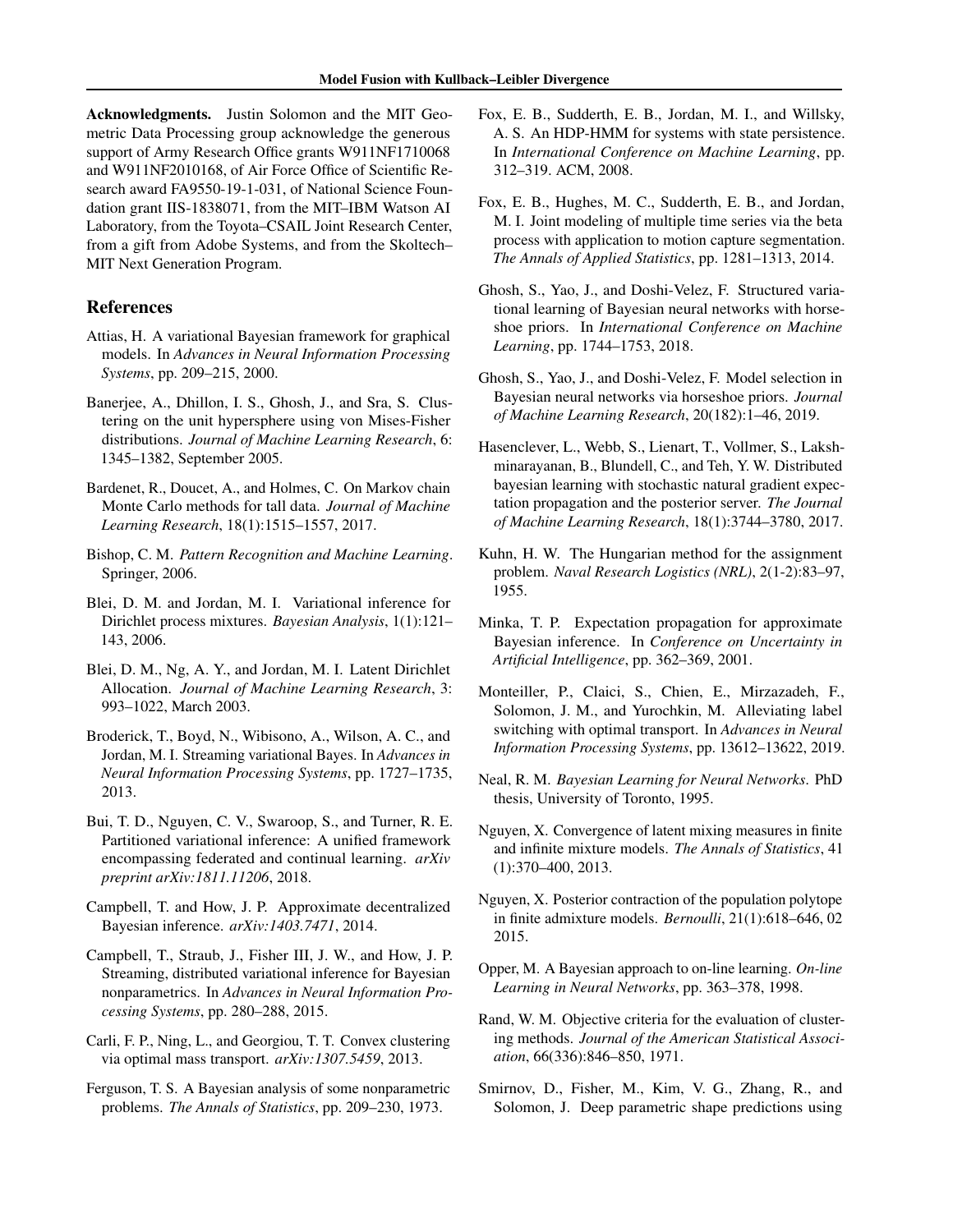**Acknowledgments.** Justin Solomon and the MIT Geometric Data Processing group acknowledge the generous support of Army Research Office grants W911NF1710068 and W911NF2010168, of Air Force Office of Scientific Research award FA9550-19-1-031, of National Science Foundation grant IIS-1838071, from the MIT–IBM Watson AI Laboratory, from the Toyota–CSAIL Joint Research Center, from a gift from Adobe Systems, and from the Skoltech–MIT Next Generation Program.

## References

Attias, H. A variational Bayesian framework for graphical models. In *Advances in Neural Information Processing Systems*, pp. 209–215, 2000.

Banerjee, A., Dhillon, I. S., Ghosh, J., and Sra, S. Clustering on the unit hypersphere using von Mises-Fisher distributions. *Journal of Machine Learning Research*, 6: 1345–1382, September 2005.

Bardenet, R., Doucet, A., and Holmes, C. On Markov chain Monte Carlo methods for tall data. *Journal of Machine Learning Research*, 18(1):1515–1557, 2017.

Bishop, C. M. *Pattern Recognition and Machine Learning*. Springer, 2006.

Blei, D. M. and Jordan, M. I. Variational inference for Dirichlet process mixtures. *Bayesian Analysis*, 1(1):121–143, 2006.

Blei, D. M., Ng, A. Y., and Jordan, M. I. Latent Dirichlet Allocation. *Journal of Machine Learning Research*, 3: 993–1022, March 2003.

Broderick, T., Boyd, N., Wibisono, A., Wilson, A. C., and Jordan, M. I. Streaming variational Bayes. In *Advances in Neural Information Processing Systems*, pp. 1727–1735, 2013.

Bui, T. D., Nguyen, C. V., Swaroop, S., and Turner, R. E. Partitioned variational inference: A unified framework encompassing federated and continual learning. *arXiv preprint arXiv:1811.11206*, 2018.

Campbell, T. and How, J. P. Approximate decentralized Bayesian inference. *arXiv:1403.7471*, 2014.

Campbell, T., Straub, J., Fisher III, J. W., and How, J. P. Streaming, distributed variational inference for Bayesian nonparametrics. In *Advances in Neural Information Processing Systems*, pp. 280–288, 2015.

Carli, F. P., Ning, L., and Georgiou, T. T. Convex clustering via optimal mass transport. *arXiv:1307.5459*, 2013.

Ferguson, T. S. A Bayesian analysis of some nonparametric problems. *The Annals of Statistics*, pp. 209–230, 1973.

Fox, E. B., Sudderth, E. B., Jordan, M. I., and Willsky, A. S. An HDP-HMM for systems with state persistence. In *International Conference on Machine Learning*, pp. 312–319. ACM, 2008.

Fox, E. B., Hughes, M. C., Sudderth, E. B., and Jordan, M. I. Joint modeling of multiple time series via the beta process with application to motion capture segmentation. *The Annals of Applied Statistics*, pp. 1281–1313, 2014.

Ghosh, S., Yao, J., and Doshi-Velez, F. Structured variational learning of Bayesian neural networks with horseshoe priors. In *International Conference on Machine Learning*, pp. 1744–1753, 2018.

Ghosh, S., Yao, J., and Doshi-Velez, F. Model selection in Bayesian neural networks via horseshoe priors. *Journal of Machine Learning Research*, 20(182):1–46, 2019.

Hasenclever, L., Webb, S., Lienart, T., Vollmer, S., Lakshminarayanan, B., Blundell, C., and Teh, Y. W. Distributed bayesian learning with stochastic natural gradient expectation propagation and the posterior server. *The Journal of Machine Learning Research*, 18(1):3744–3780, 2017.

Kuhn, H. W. The Hungarian method for the assignment problem. *Naval Research Logistics (NRL)*, 2(1-2):83–97, 1955.

Minka, T. P. Expectation propagation for approximate Bayesian inference. In *Conference on Uncertainty in Artificial Intelligence*, pp. 362–369, 2001.

Monteiller, P., Claici, S., Chien, E., Mirzazadeh, F., Solomon, J. M., and Yurochkin, M. Alleviating label switching with optimal transport. In *Advances in Neural Information Processing Systems*, pp. 13612–13622, 2019.

Neal, R. M. *Bayesian Learning for Neural Networks*. PhD thesis, University of Toronto, 1995.

Nguyen, X. Convergence of latent mixing measures in finite and infinite mixture models. *The Annals of Statistics*, 41 (1):370–400, 2013.

Nguyen, X. Posterior contraction of the population polytope in finite admixture models. *Bernoulli*, 21(1):618–646, 02 2015.

Opper, M. A Bayesian approach to on-line learning. *On-line Learning in Neural Networks*, pp. 363–378, 1998.

Rand, W. M. Objective criteria for the evaluation of clustering methods. *Journal of the American Statistical Association*, 66(336):846–850, 1971.

Smirnov, D., Fisher, M., Kim, V. G., Zhang, R., and Solomon, J. Deep parametric shape predictions using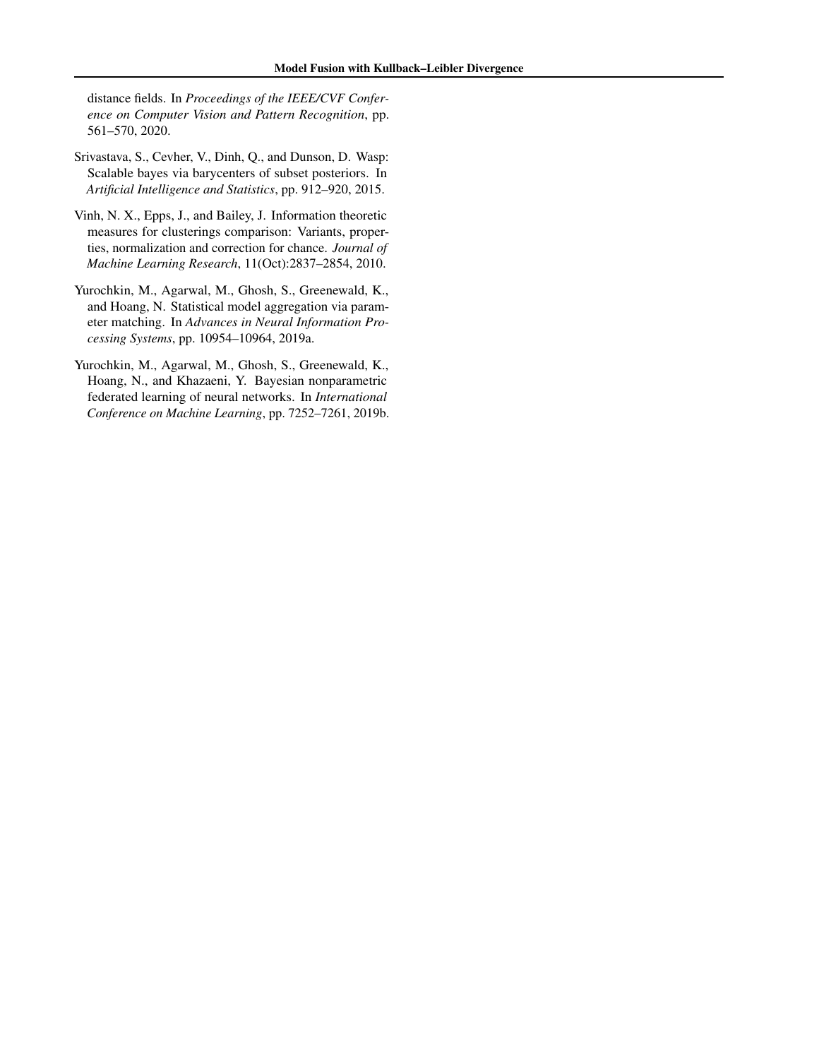distance fields. In *Proceedings of the IEEE/CVF Conference on Computer Vision and Pattern Recognition*, pp. 561–570, 2020.

Srivastava, S., Cevher, V., Dinh, Q., and Dunson, D. Wasp: Scalable bayes via barycenters of subset posteriors. In *Artificial Intelligence and Statistics*, pp. 912–920, 2015.

Vinh, N. X., Epps, J., and Bailey, J. Information theoretic measures for clusterings comparison: Variants, properties, normalization and correction for chance. *Journal of Machine Learning Research*, 11(Oct):2837–2854, 2010.

Yurochkin, M., Agarwal, M., Ghosh, S., Greenewald, K., and Hoang, N. Statistical model aggregation via parameter matching. In *Advances in Neural Information Processing Systems*, pp. 10954–10964, 2019a.

Yurochkin, M., Agarwal, M., Ghosh, S., Greenewald, K., Hoang, N., and Khazaeni, Y. Bayesian nonparametric federated learning of neural networks. In *International Conference on Machine Learning*, pp. 7252–7261, 2019b.